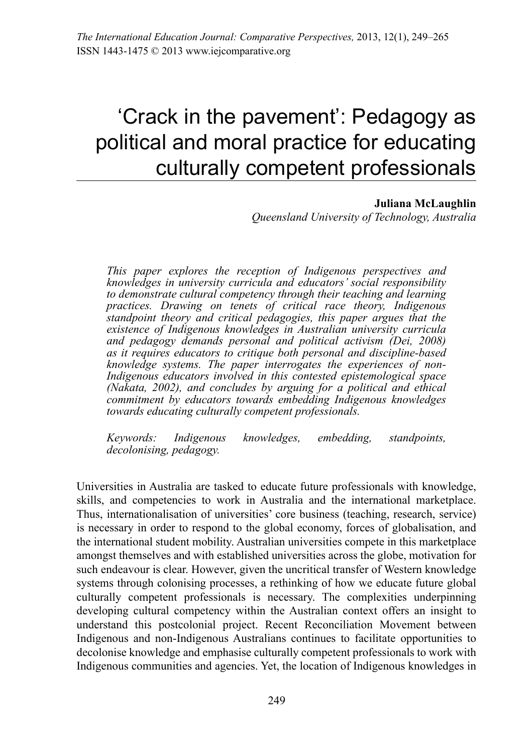# 'Crack in the pavement': Pedagogy as political and moral practice for educating culturally competent professionals

**Juliana McLaughlin**
*Queensland University of Technology, Australia*

*This paper explores the reception of Indigenous perspectives and knowledges in university curricula and educators' social responsibility to demonstrate cultural competency through their teaching and learning practices. Drawing on tenets of critical race theory, Indigenous standpoint theory and critical pedagogies, this paper argues that the existence of Indigenous knowledges in Australian university curricula and pedagogy demands personal and political activism (Dei, 2008) as it requires educators to critique both personal and discipline-based knowledge systems. The paper interrogates the experiences of non-Indigenous educators involved in this contested epistemological space (Nakata, 2002), and concludes by arguing for a political and ethical commitment by educators towards embedding Indigenous knowledges towards educating culturally competent professionals.*

*Keywords: Indigenous knowledges, embedding, standpoints, decolonising, pedagogy.*

Universities in Australia are tasked to educate future professionals with knowledge, skills, and competencies to work in Australia and the international marketplace. Thus, internationalisation of universities' core business (teaching, research, service) is necessary in order to respond to the global economy, forces of globalisation, and the international student mobility. Australian universities compete in this marketplace amongst themselves and with established universities across the globe, motivation for such endeavour is clear. However, given the uncritical transfer of Western knowledge systems through colonising processes, a rethinking of how we educate future global culturally competent professionals is necessary. The complexities underpinning developing cultural competency within the Australian context offers an insight to understand this postcolonial project. Recent Reconciliation Movement between Indigenous and non-Indigenous Australians continues to facilitate opportunities to decolonise knowledge and emphasise culturally competent professionals to work with Indigenous communities and agencies. Yet, the location of Indigenous knowledges in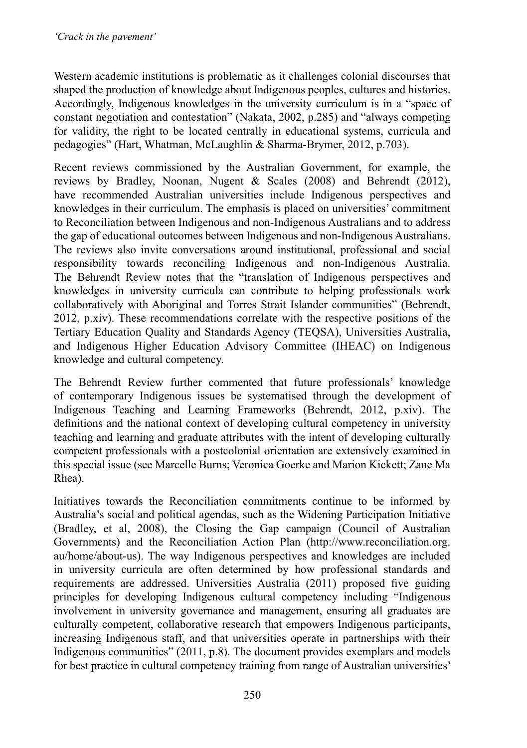Western academic institutions is problematic as it challenges colonial discourses that shaped the production of knowledge about Indigenous peoples, cultures and histories. Accordingly, Indigenous knowledges in the university curriculum is in a "space of constant negotiation and contestation" (Nakata, 2002, p.285) and "always competing for validity, the right to be located centrally in educational systems, curricula and pedagogies" (Hart, Whatman, McLaughlin & Sharma-Brymer, 2012, p.703).

Recent reviews commissioned by the Australian Government, for example, the reviews by Bradley, Noonan, Nugent & Scales (2008) and Behrendt (2012), have recommended Australian universities include Indigenous perspectives and knowledges in their curriculum. The emphasis is placed on universities' commitment to Reconciliation between Indigenous and non-Indigenous Australians and to address the gap of educational outcomes between Indigenous and non-Indigenous Australians. The reviews also invite conversations around institutional, professional and social responsibility towards reconciling Indigenous and non-Indigenous Australia. The Behrendt Review notes that the "translation of Indigenous perspectives and knowledges in university curricula can contribute to helping professionals work collaboratively with Aboriginal and Torres Strait Islander communities" (Behrendt, 2012, p.xiv). These recommendations correlate with the respective positions of the Tertiary Education Quality and Standards Agency (TEQSA), Universities Australia, and Indigenous Higher Education Advisory Committee (IHEAC) on Indigenous knowledge and cultural competency.

The Behrendt Review further commented that future professionals' knowledge of contemporary Indigenous issues be systematised through the development of Indigenous Teaching and Learning Frameworks (Behrendt, 2012, p.xiv). The definitions and the national context of developing cultural competency in university teaching and learning and graduate attributes with the intent of developing culturally competent professionals with a postcolonial orientation are extensively examined in this special issue (see Marcelle Burns; Veronica Goerke and Marion Kickett; Zane Ma Rhea).

Initiatives towards the Reconciliation commitments continue to be informed by Australia's social and political agendas, such as the Widening Participation Initiative (Bradley, et al, 2008), the Closing the Gap campaign (Council of Australian Governments) and the Reconciliation Action Plan (http://www.reconciliation.org.au/home/about-us). The way Indigenous perspectives and knowledges are included in university curricula are often determined by how professional standards and requirements are addressed. Universities Australia (2011) proposed five guiding principles for developing Indigenous cultural competency including "Indigenous involvement in university governance and management, ensuring all graduates are culturally competent, collaborative research that empowers Indigenous participants, increasing Indigenous staff, and that universities operate in partnerships with their Indigenous communities" (2011, p.8). The document provides exemplars and models for best practice in cultural competency training from range of Australian universities'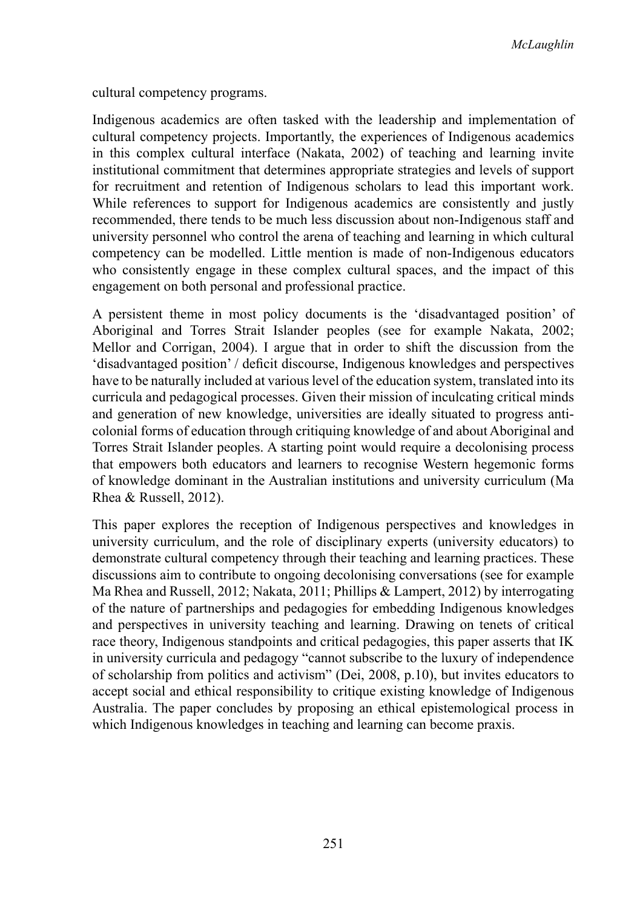cultural competency programs.

Indigenous academics are often tasked with the leadership and implementation of cultural competency projects. Importantly, the experiences of Indigenous academics in this complex cultural interface (Nakata, 2002) of teaching and learning invite institutional commitment that determines appropriate strategies and levels of support for recruitment and retention of Indigenous scholars to lead this important work. While references to support for Indigenous academics are consistently and justly recommended, there tends to be much less discussion about non-Indigenous staff and university personnel who control the arena of teaching and learning in which cultural competency can be modelled. Little mention is made of non-Indigenous educators who consistently engage in these complex cultural spaces, and the impact of this engagement on both personal and professional practice.

A persistent theme in most policy documents is the 'disadvantaged position' of Aboriginal and Torres Strait Islander peoples (see for example Nakata, 2002; Mellor and Corrigan, 2004). I argue that in order to shift the discussion from the 'disadvantaged position' / deficit discourse, Indigenous knowledges and perspectives have to be naturally included at various level of the education system, translated into its curricula and pedagogical processes. Given their mission of inculcating critical minds and generation of new knowledge, universities are ideally situated to progress anti-colonial forms of education through critiquing knowledge of and about Aboriginal and Torres Strait Islander peoples. A starting point would require a decolonising process that empowers both educators and learners to recognise Western hegemonic forms of knowledge dominant in the Australian institutions and university curriculum (Ma Rhea & Russell, 2012).

This paper explores the reception of Indigenous perspectives and knowledges in university curriculum, and the role of disciplinary experts (university educators) to demonstrate cultural competency through their teaching and learning practices. These discussions aim to contribute to ongoing decolonising conversations (see for example Ma Rhea and Russell, 2012; Nakata, 2011; Phillips & Lampert, 2012) by interrogating of the nature of partnerships and pedagogies for embedding Indigenous knowledges and perspectives in university teaching and learning. Drawing on tenets of critical race theory, Indigenous standpoints and critical pedagogies, this paper asserts that IK in university curricula and pedagogy "cannot subscribe to the luxury of independence of scholarship from politics and activism" (Dei, 2008, p.10), but invites educators to accept social and ethical responsibility to critique existing knowledge of Indigenous Australia. The paper concludes by proposing an ethical epistemological process in which Indigenous knowledges in teaching and learning can become praxis.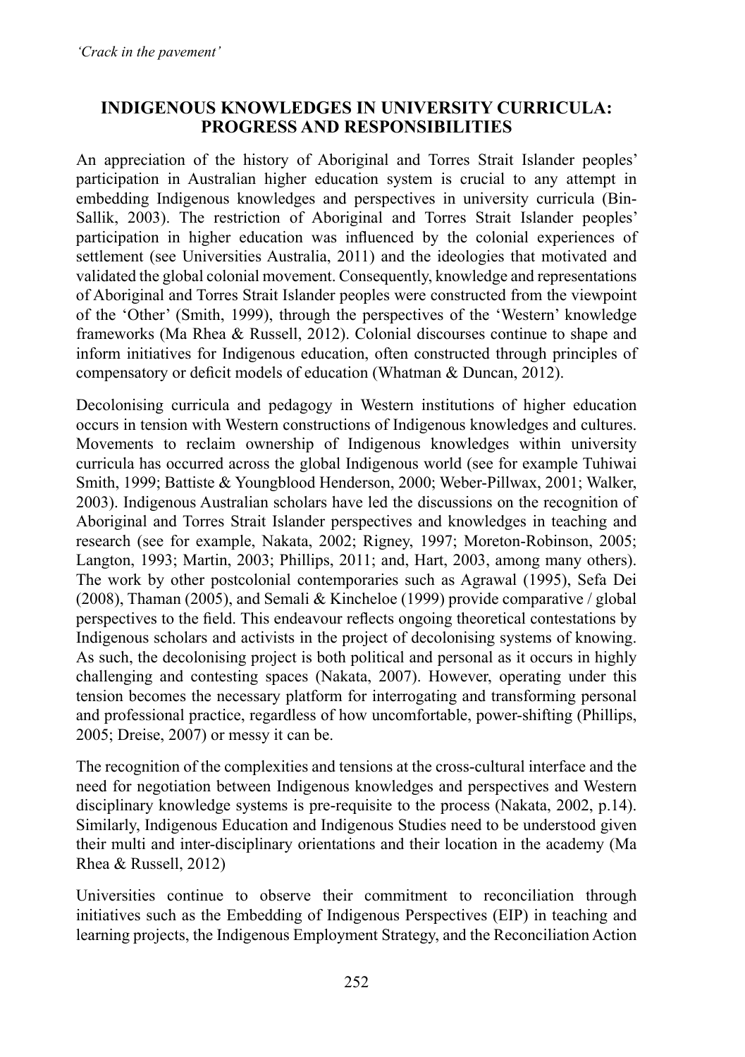## INDIGENOUS KNOWLEDGES IN UNIVERSITY CURRICULA: PROGRESS AND RESPONSIBILITIES

An appreciation of the history of Aboriginal and Torres Strait Islander peoples' participation in Australian higher education system is crucial to any attempt in embedding Indigenous knowledges and perspectives in university curricula (Bin-Sallik, 2003). The restriction of Aboriginal and Torres Strait Islander peoples' participation in higher education was influenced by the colonial experiences of settlement (see Universities Australia, 2011) and the ideologies that motivated and validated the global colonial movement. Consequently, knowledge and representations of Aboriginal and Torres Strait Islander peoples were constructed from the viewpoint of the 'Other' (Smith, 1999), through the perspectives of the 'Western' knowledge frameworks (Ma Rhea & Russell, 2012). Colonial discourses continue to shape and inform initiatives for Indigenous education, often constructed through principles of compensatory or deficit models of education (Whatman & Duncan, 2012).

Decolonising curricula and pedagogy in Western institutions of higher education occurs in tension with Western constructions of Indigenous knowledges and cultures. Movements to reclaim ownership of Indigenous knowledges within university curricula has occurred across the global Indigenous world (see for example Tuhiwai Smith, 1999; Battiste & Youngblood Henderson, 2000; Weber-Pillwax, 2001; Walker, 2003). Indigenous Australian scholars have led the discussions on the recognition of Aboriginal and Torres Strait Islander perspectives and knowledges in teaching and research (see for example, Nakata, 2002; Rigney, 1997; Moreton-Robinson, 2005; Langton, 1993; Martin, 2003; Phillips, 2011; and, Hart, 2003, among many others). The work by other postcolonial contemporaries such as Agrawal (1995), Sefa Dei (2008), Thaman (2005), and Semali & Kincheloe (1999) provide comparative / global perspectives to the field. This endeavour reflects ongoing theoretical contestations by Indigenous scholars and activists in the project of decolonising systems of knowing. As such, the decolonising project is both political and personal as it occurs in highly challenging and contesting spaces (Nakata, 2007). However, operating under this tension becomes the necessary platform for interrogating and transforming personal and professional practice, regardless of how uncomfortable, power-shifting (Phillips, 2005; Dreise, 2007) or messy it can be.

The recognition of the complexities and tensions at the cross-cultural interface and the need for negotiation between Indigenous knowledges and perspectives and Western disciplinary knowledge systems is pre-requisite to the process (Nakata, 2002, p.14). Similarly, Indigenous Education and Indigenous Studies need to be understood given their multi and inter-disciplinary orientations and their location in the academy (Ma Rhea & Russell, 2012)

Universities continue to observe their commitment to reconciliation through initiatives such as the Embedding of Indigenous Perspectives (EIP) in teaching and learning projects, the Indigenous Employment Strategy, and the Reconciliation Action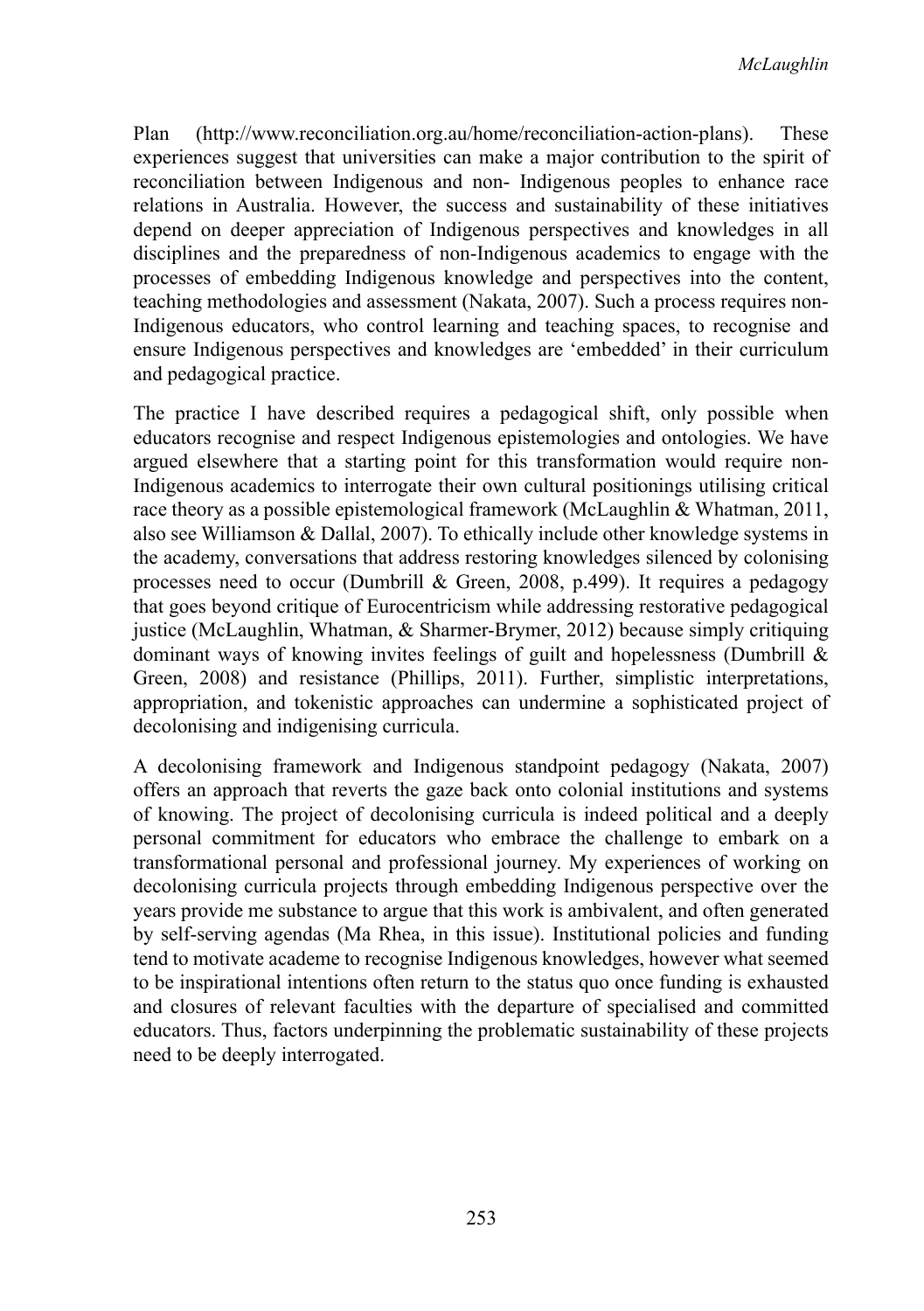Plan (http://www.reconciliation.org.au/home/reconciliation-action-plans). These experiences suggest that universities can make a major contribution to the spirit of reconciliation between Indigenous and non- Indigenous peoples to enhance race relations in Australia. However, the success and sustainability of these initiatives depend on deeper appreciation of Indigenous perspectives and knowledges in all disciplines and the preparedness of non-Indigenous academics to engage with the processes of embedding Indigenous knowledge and perspectives into the content, teaching methodologies and assessment (Nakata, 2007). Such a process requires non-Indigenous educators, who control learning and teaching spaces, to recognise and ensure Indigenous perspectives and knowledges are 'embedded' in their curriculum and pedagogical practice.

The practice I have described requires a pedagogical shift, only possible when educators recognise and respect Indigenous epistemologies and ontologies. We have argued elsewhere that a starting point for this transformation would require non-Indigenous academics to interrogate their own cultural positionings utilising critical race theory as a possible epistemological framework (McLaughlin & Whatman, 2011, also see Williamson & Dallal, 2007). To ethically include other knowledge systems in the academy, conversations that address restoring knowledges silenced by colonising processes need to occur (Dumbrill & Green, 2008, p.499). It requires a pedagogy that goes beyond critique of Eurocentricism while addressing restorative pedagogical justice (McLaughlin, Whatman, & Sharmer-Brymer, 2012) because simply critiquing dominant ways of knowing invites feelings of guilt and hopelessness (Dumbrill & Green, 2008) and resistance (Phillips, 2011). Further, simplistic interpretations, appropriation, and tokenistic approaches can undermine a sophisticated project of decolonising and indigenising curricula.

A decolonising framework and Indigenous standpoint pedagogy (Nakata, 2007) offers an approach that reverts the gaze back onto colonial institutions and systems of knowing. The project of decolonising curricula is indeed political and a deeply personal commitment for educators who embrace the challenge to embark on a transformational personal and professional journey. My experiences of working on decolonising curricula projects through embedding Indigenous perspective over the years provide me substance to argue that this work is ambivalent, and often generated by self-serving agendas (Ma Rhea, in this issue). Institutional policies and funding tend to motivate academe to recognise Indigenous knowledges, however what seemed to be inspirational intentions often return to the status quo once funding is exhausted and closures of relevant faculties with the departure of specialised and committed educators. Thus, factors underpinning the problematic sustainability of these projects need to be deeply interrogated.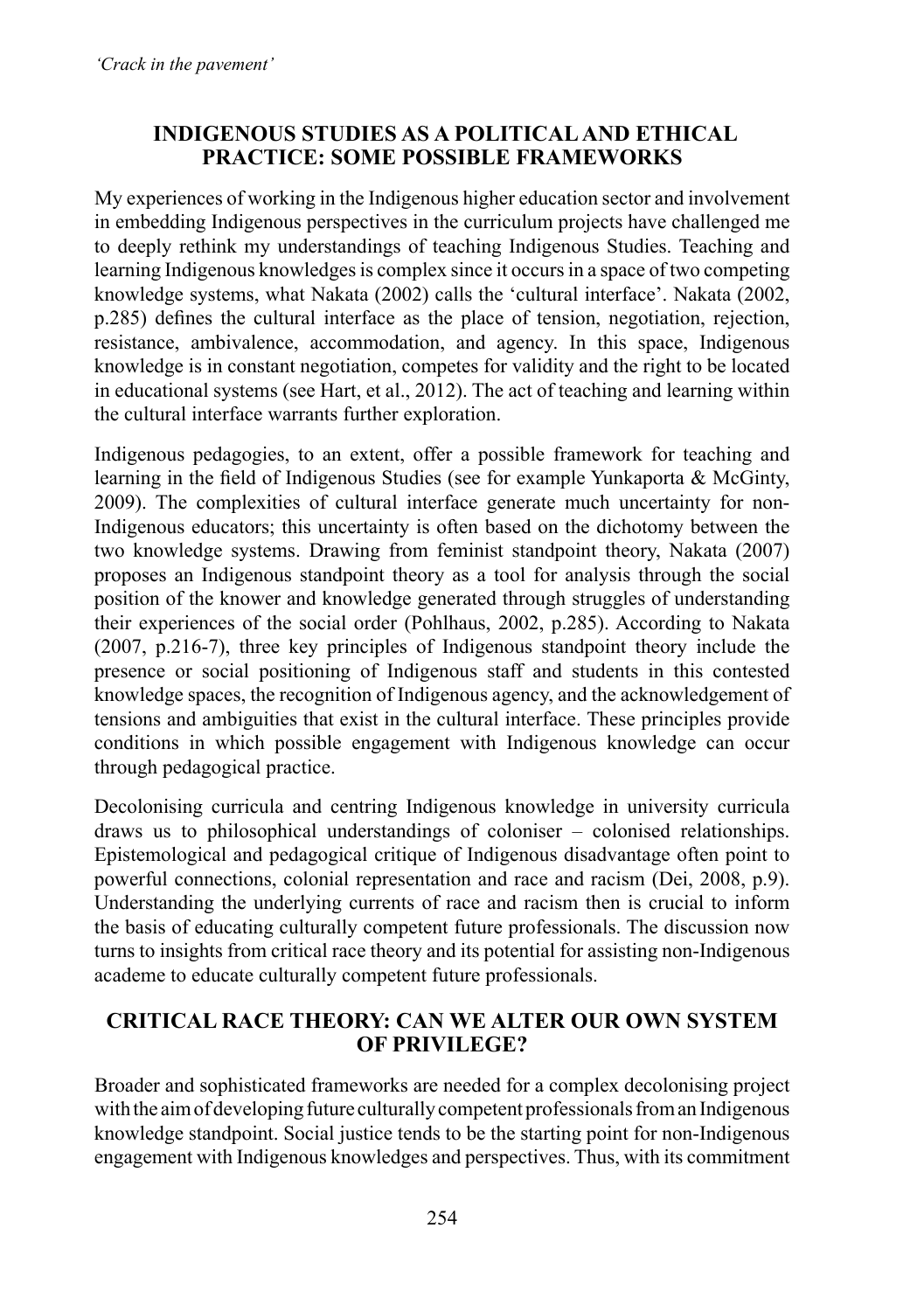## INDIGENOUS STUDIES AS A POLITICAL AND ETHICAL PRACTICE: SOME POSSIBLE FRAMEWORKS

My experiences of working in the Indigenous higher education sector and involvement in embedding Indigenous perspectives in the curriculum projects have challenged me to deeply rethink my understandings of teaching Indigenous Studies. Teaching and learning Indigenous knowledges is complex since it occurs in a space of two competing knowledge systems, what Nakata (2002) calls the 'cultural interface'. Nakata (2002, p.285) defines the cultural interface as the place of tension, negotiation, rejection, resistance, ambivalence, accommodation, and agency. In this space, Indigenous knowledge is in constant negotiation, competes for validity and the right to be located in educational systems (see Hart, et al., 2012). The act of teaching and learning within the cultural interface warrants further exploration.

Indigenous pedagogies, to an extent, offer a possible framework for teaching and learning in the field of Indigenous Studies (see for example Yunkaporta & McGinty, 2009). The complexities of cultural interface generate much uncertainty for non-Indigenous educators; this uncertainty is often based on the dichotomy between the two knowledge systems. Drawing from feminist standpoint theory, Nakata (2007) proposes an Indigenous standpoint theory as a tool for analysis through the social position of the knower and knowledge generated through struggles of understanding their experiences of the social order (Pohlhaus, 2002, p.285). According to Nakata (2007, p.216-7), three key principles of Indigenous standpoint theory include the presence or social positioning of Indigenous staff and students in this contested knowledge spaces, the recognition of Indigenous agency, and the acknowledgement of tensions and ambiguities that exist in the cultural interface. These principles provide conditions in which possible engagement with Indigenous knowledge can occur through pedagogical practice.

Decolonising curricula and centring Indigenous knowledge in university curricula draws us to philosophical understandings of coloniser – colonised relationships. Epistemological and pedagogical critique of Indigenous disadvantage often point to powerful connections, colonial representation and race and racism (Dei, 2008, p.9). Understanding the underlying currents of race and racism then is crucial to inform the basis of educating culturally competent future professionals. The discussion now turns to insights from critical race theory and its potential for assisting non-Indigenous academe to educate culturally competent future professionals.

## CRITICAL RACE THEORY: CAN WE ALTER OUR OWN SYSTEM OF PRIVILEGE?

Broader and sophisticated frameworks are needed for a complex decolonising project with the aim of developing future culturally competent professionals from an Indigenous knowledge standpoint. Social justice tends to be the starting point for non-Indigenous engagement with Indigenous knowledges and perspectives. Thus, with its commitment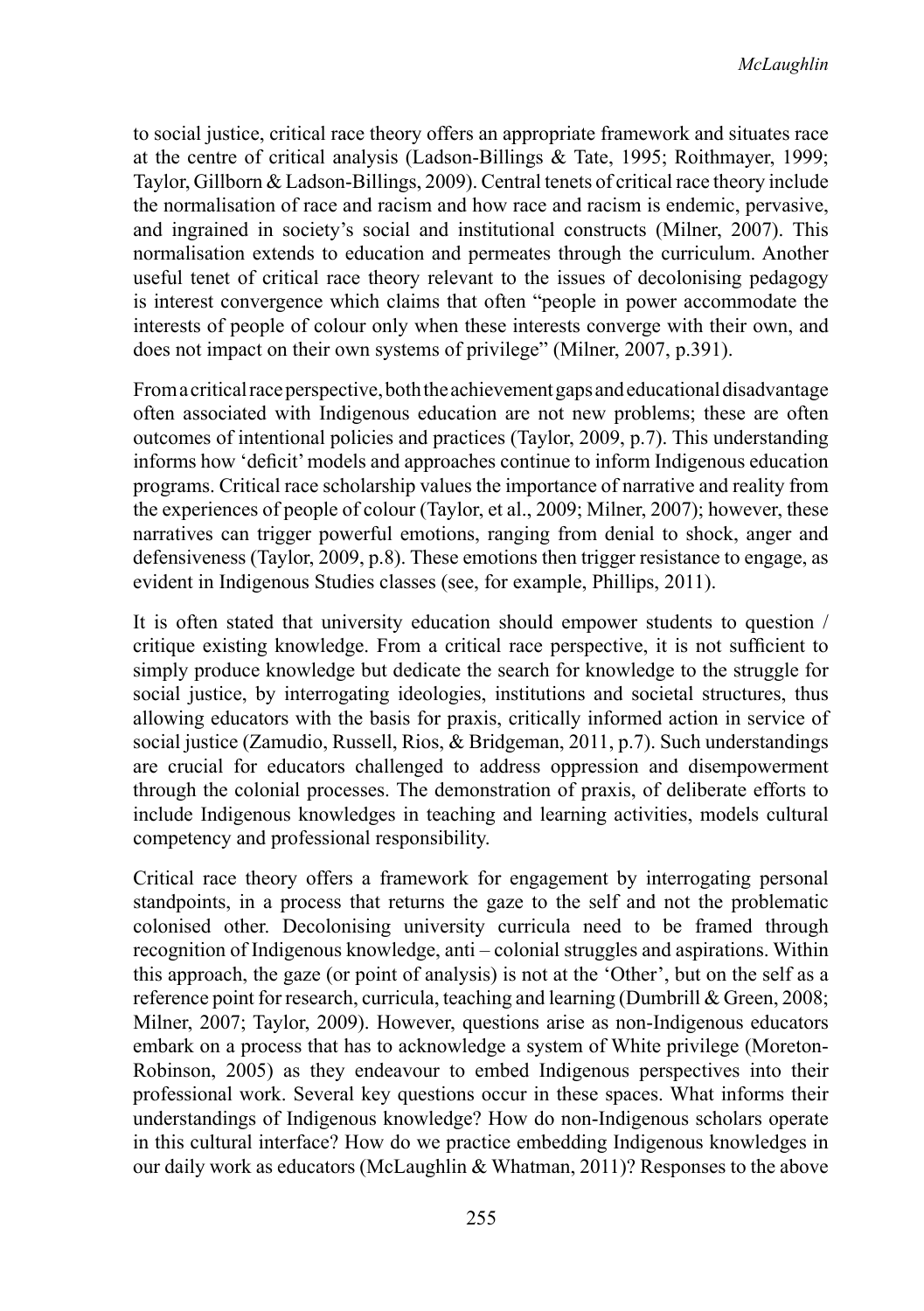to social justice, critical race theory offers an appropriate framework and situates race at the centre of critical analysis (Ladson-Billings & Tate, 1995; Roithmayer, 1999; Taylor, Gillborn & Ladson-Billings, 2009). Central tenets of critical race theory include the normalisation of race and racism and how race and racism is endemic, pervasive, and ingrained in society's social and institutional constructs (Milner, 2007). This normalisation extends to education and permeates through the curriculum. Another useful tenet of critical race theory relevant to the issues of decolonising pedagogy is interest convergence which claims that often "people in power accommodate the interests of people of colour only when these interests converge with their own, and does not impact on their own systems of privilege" (Milner, 2007, p.391).

From a critical race perspective, both the achievement gaps and educational disadvantage often associated with Indigenous education are not new problems; these are often outcomes of intentional policies and practices (Taylor, 2009, p.7). This understanding informs how 'deficit' models and approaches continue to inform Indigenous education programs. Critical race scholarship values the importance of narrative and reality from the experiences of people of colour (Taylor, et al., 2009; Milner, 2007); however, these narratives can trigger powerful emotions, ranging from denial to shock, anger and defensiveness (Taylor, 2009, p.8). These emotions then trigger resistance to engage, as evident in Indigenous Studies classes (see, for example, Phillips, 2011).

It is often stated that university education should empower students to question / critique existing knowledge. From a critical race perspective, it is not sufficient to simply produce knowledge but dedicate the search for knowledge to the struggle for social justice, by interrogating ideologies, institutions and societal structures, thus allowing educators with the basis for praxis, critically informed action in service of social justice (Zamudio, Russell, Rios, & Bridgeman, 2011, p.7). Such understandings are crucial for educators challenged to address oppression and disempowerment through the colonial processes. The demonstration of praxis, of deliberate efforts to include Indigenous knowledges in teaching and learning activities, models cultural competency and professional responsibility.

Critical race theory offers a framework for engagement by interrogating personal standpoints, in a process that returns the gaze to the self and not the problematic colonised other. Decolonising university curricula need to be framed through recognition of Indigenous knowledge, anti – colonial struggles and aspirations. Within this approach, the gaze (or point of analysis) is not at the 'Other', but on the self as a reference point for research, curricula, teaching and learning (Dumbrill & Green, 2008; Milner, 2007; Taylor, 2009). However, questions arise as non-Indigenous educators embark on a process that has to acknowledge a system of White privilege (Moreton-Robinson, 2005) as they endeavour to embed Indigenous perspectives into their professional work. Several key questions occur in these spaces. What informs their understandings of Indigenous knowledge? How do non-Indigenous scholars operate in this cultural interface? How do we practice embedding Indigenous knowledges in our daily work as educators (McLaughlin & Whatman, 2011)? Responses to the above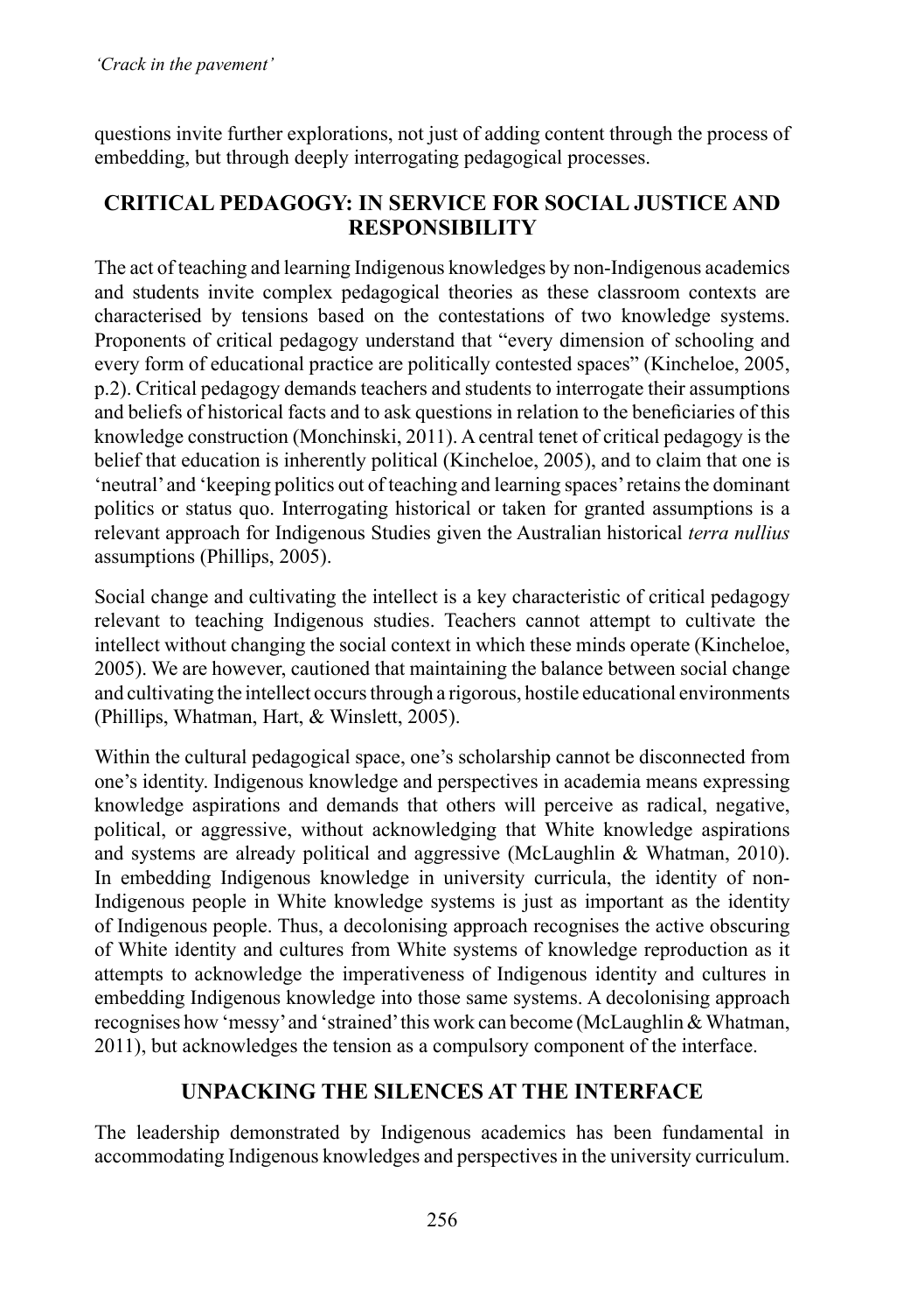questions invite further explorations, not just of adding content through the process of embedding, but through deeply interrogating pedagogical processes.

## CRITICAL PEDAGOGY: IN SERVICE FOR SOCIAL JUSTICE AND RESPONSIBILITY

The act of teaching and learning Indigenous knowledges by non-Indigenous academics and students invite complex pedagogical theories as these classroom contexts are characterised by tensions based on the contestations of two knowledge systems. Proponents of critical pedagogy understand that "every dimension of schooling and every form of educational practice are politically contested spaces" (Kincheloe, 2005, p.2). Critical pedagogy demands teachers and students to interrogate their assumptions and beliefs of historical facts and to ask questions in relation to the beneficiaries of this knowledge construction (Monchinski, 2011). A central tenet of critical pedagogy is the belief that education is inherently political (Kincheloe, 2005), and to claim that one is 'neutral' and 'keeping politics out of teaching and learning spaces' retains the dominant politics or status quo. Interrogating historical or taken for granted assumptions is a relevant approach for Indigenous Studies given the Australian historical *terra nullius* assumptions (Phillips, 2005).

Social change and cultivating the intellect is a key characteristic of critical pedagogy relevant to teaching Indigenous studies. Teachers cannot attempt to cultivate the intellect without changing the social context in which these minds operate (Kincheloe, 2005). We are however, cautioned that maintaining the balance between social change and cultivating the intellect occurs through a rigorous, hostile educational environments (Phillips, Whatman, Hart, & Winslett, 2005).

Within the cultural pedagogical space, one's scholarship cannot be disconnected from one's identity. Indigenous knowledge and perspectives in academia means expressing knowledge aspirations and demands that others will perceive as radical, negative, political, or aggressive, without acknowledging that White knowledge aspirations and systems are already political and aggressive (McLaughlin & Whatman, 2010). In embedding Indigenous knowledge in university curricula, the identity of non-Indigenous people in White knowledge systems is just as important as the identity of Indigenous people. Thus, a decolonising approach recognises the active obscuring of White identity and cultures from White systems of knowledge reproduction as it attempts to acknowledge the imperativeness of Indigenous identity and cultures in embedding Indigenous knowledge into those same systems. A decolonising approach recognises how 'messy' and 'strained' this work can become (McLaughlin & Whatman, 2011), but acknowledges the tension as a compulsory component of the interface.

## UNPACKING THE SILENCES AT THE INTERFACE

The leadership demonstrated by Indigenous academics has been fundamental in accommodating Indigenous knowledges and perspectives in the university curriculum.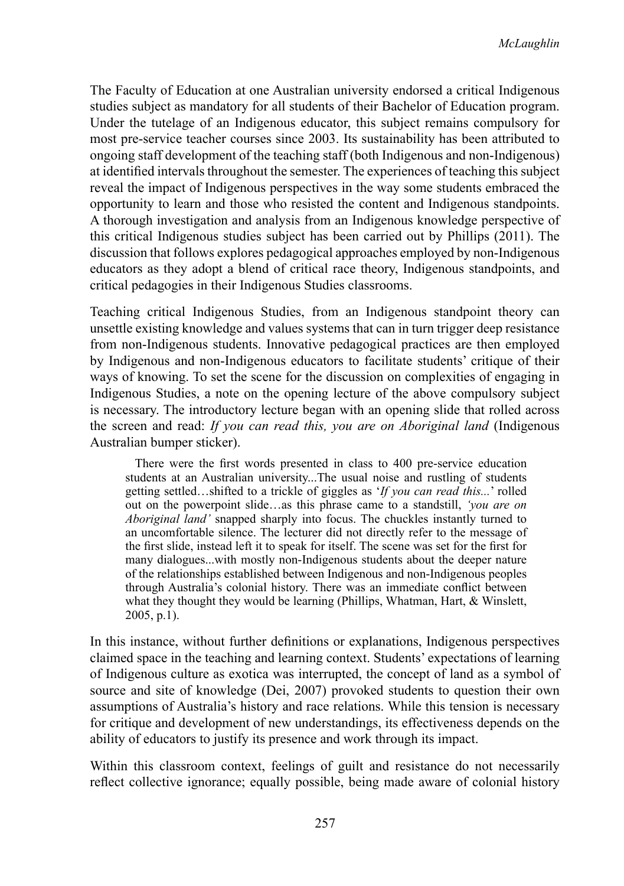The Faculty of Education at one Australian university endorsed a critical Indigenous studies subject as mandatory for all students of their Bachelor of Education program. Under the tutelage of an Indigenous educator, this subject remains compulsory for most pre-service teacher courses since 2003. Its sustainability has been attributed to ongoing staff development of the teaching staff (both Indigenous and non-Indigenous) at identified intervals throughout the semester. The experiences of teaching this subject reveal the impact of Indigenous perspectives in the way some students embraced the opportunity to learn and those who resisted the content and Indigenous standpoints. A thorough investigation and analysis from an Indigenous knowledge perspective of this critical Indigenous studies subject has been carried out by Phillips (2011). The discussion that follows explores pedagogical approaches employed by non-Indigenous educators as they adopt a blend of critical race theory, Indigenous standpoints, and critical pedagogies in their Indigenous Studies classrooms.

Teaching critical Indigenous Studies, from an Indigenous standpoint theory can unsettle existing knowledge and values systems that can in turn trigger deep resistance from non-Indigenous students. Innovative pedagogical practices are then employed by Indigenous and non-Indigenous educators to facilitate students' critique of their ways of knowing. To set the scene for the discussion on complexities of engaging in Indigenous Studies, a note on the opening lecture of the above compulsory subject is necessary. The introductory lecture began with an opening slide that rolled across the screen and read: *If you can read this, you are on Aboriginal land* (Indigenous Australian bumper sticker).

> There were the first words presented in class to 400 pre-service education students at an Australian university...The usual noise and rustling of students getting settled…shifted to a trickle of giggles as '*If you can read this...*' rolled out on the powerpoint slide…as this phrase came to a standstill, *'you are on Aboriginal land'* snapped sharply into focus. The chuckles instantly turned to an uncomfortable silence. The lecturer did not directly refer to the message of the first slide, instead left it to speak for itself. The scene was set for the first for many dialogues...with mostly non-Indigenous students about the deeper nature of the relationships established between Indigenous and non-Indigenous peoples through Australia's colonial history. There was an immediate conflict between what they thought they would be learning (Phillips, Whatman, Hart, & Winslett, 2005, p.1).

In this instance, without further definitions or explanations, Indigenous perspectives claimed space in the teaching and learning context. Students' expectations of learning of Indigenous culture as exotica was interrupted, the concept of land as a symbol of source and site of knowledge (Dei, 2007) provoked students to question their own assumptions of Australia's history and race relations. While this tension is necessary for critique and development of new understandings, its effectiveness depends on the ability of educators to justify its presence and work through its impact.

Within this classroom context, feelings of guilt and resistance do not necessarily reflect collective ignorance; equally possible, being made aware of colonial history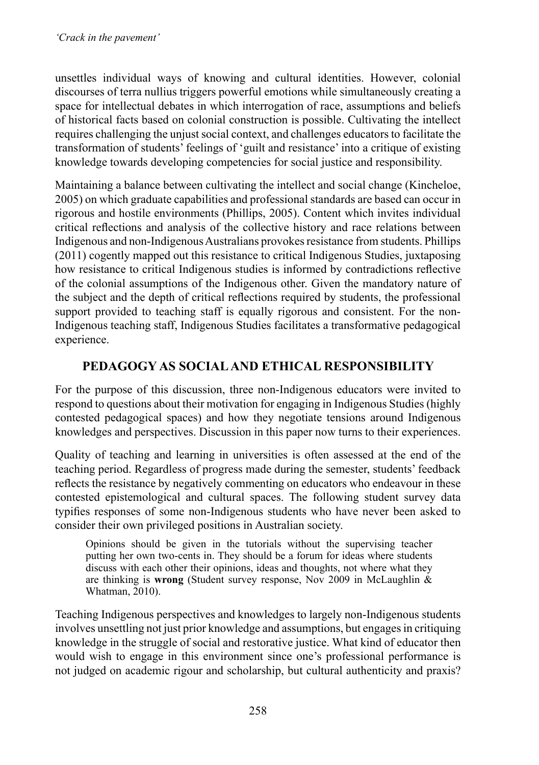unsettles individual ways of knowing and cultural identities. However, colonial discourses of terra nullius triggers powerful emotions while simultaneously creating a space for intellectual debates in which interrogation of race, assumptions and beliefs of historical facts based on colonial construction is possible. Cultivating the intellect requires challenging the unjust social context, and challenges educators to facilitate the transformation of students' feelings of 'guilt and resistance' into a critique of existing knowledge towards developing competencies for social justice and responsibility.

Maintaining a balance between cultivating the intellect and social change (Kincheloe, 2005) on which graduate capabilities and professional standards are based can occur in rigorous and hostile environments (Phillips, 2005). Content which invites individual critical reflections and analysis of the collective history and race relations between Indigenous and non-Indigenous Australians provokes resistance from students. Phillips (2011) cogently mapped out this resistance to critical Indigenous Studies, juxtaposing how resistance to critical Indigenous studies is informed by contradictions reflective of the colonial assumptions of the Indigenous other. Given the mandatory nature of the subject and the depth of critical reflections required by students, the professional support provided to teaching staff is equally rigorous and consistent. For the non-Indigenous teaching staff, Indigenous Studies facilitates a transformative pedagogical experience.

## PEDAGOGY AS SOCIAL AND ETHICAL RESPONSIBILITY

For the purpose of this discussion, three non-Indigenous educators were invited to respond to questions about their motivation for engaging in Indigenous Studies (highly contested pedagogical spaces) and how they negotiate tensions around Indigenous knowledges and perspectives. Discussion in this paper now turns to their experiences.

Quality of teaching and learning in universities is often assessed at the end of the teaching period. Regardless of progress made during the semester, students' feedback reflects the resistance by negatively commenting on educators who endeavour in these contested epistemological and cultural spaces. The following student survey data typifies responses of some non-Indigenous students who have never been asked to consider their own privileged positions in Australian society.

> Opinions should be given in the tutorials without the supervising teacher putting her own two-cents in. They should be a forum for ideas where students discuss with each other their opinions, ideas and thoughts, not where what they are thinking is **wrong** (Student survey response, Nov 2009 in McLaughlin & Whatman, 2010).

Teaching Indigenous perspectives and knowledges to largely non-Indigenous students involves unsettling not just prior knowledge and assumptions, but engages in critiquing knowledge in the struggle of social and restorative justice. What kind of educator then would wish to engage in this environment since one's professional performance is not judged on academic rigour and scholarship, but cultural authenticity and praxis?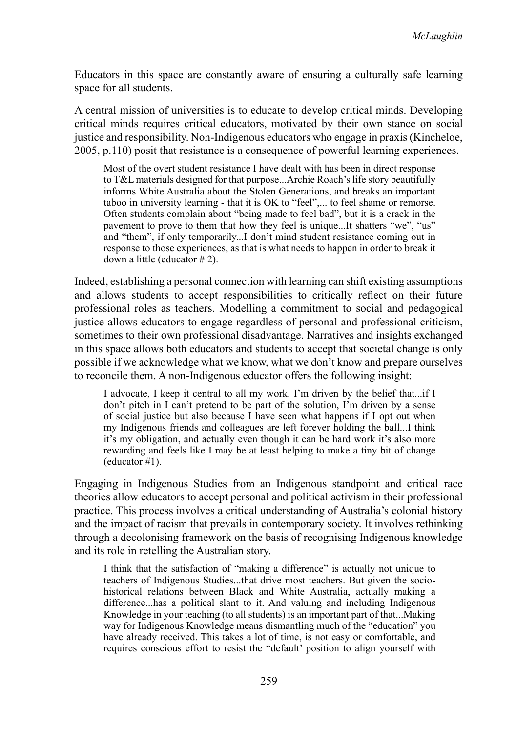Educators in this space are constantly aware of ensuring a culturally safe learning space for all students.

A central mission of universities is to educate to develop critical minds. Developing critical minds requires critical educators, motivated by their own stance on social justice and responsibility. Non-Indigenous educators who engage in praxis (Kincheloe, 2005, p.110) posit that resistance is a consequence of powerful learning experiences.

> Most of the overt student resistance I have dealt with has been in direct response to T&L materials designed for that purpose...Archie Roach's life story beautifully informs White Australia about the Stolen Generations, and breaks an important taboo in university learning - that it is OK to "feel",... to feel shame or remorse. Often students complain about "being made to feel bad", but it is a crack in the pavement to prove to them that how they feel is unique...It shatters "we", "us" and "them", if only temporarily...I don't mind student resistance coming out in response to those experiences, as that is what needs to happen in order to break it down a little (educator # 2).

Indeed, establishing a personal connection with learning can shift existing assumptions and allows students to accept responsibilities to critically reflect on their future professional roles as teachers. Modelling a commitment to social and pedagogical justice allows educators to engage regardless of personal and professional criticism, sometimes to their own professional disadvantage. Narratives and insights exchanged in this space allows both educators and students to accept that societal change is only possible if we acknowledge what we know, what we don't know and prepare ourselves to reconcile them. A non-Indigenous educator offers the following insight:

> I advocate, I keep it central to all my work. I'm driven by the belief that...if I don't pitch in I can't pretend to be part of the solution, I'm driven by a sense of social justice but also because I have seen what happens if I opt out when my Indigenous friends and colleagues are left forever holding the ball...I think it's my obligation, and actually even though it can be hard work it's also more rewarding and feels like I may be at least helping to make a tiny bit of change (educator #1).

Engaging in Indigenous Studies from an Indigenous standpoint and critical race theories allow educators to accept personal and political activism in their professional practice. This process involves a critical understanding of Australia's colonial history and the impact of racism that prevails in contemporary society. It involves rethinking through a decolonising framework on the basis of recognising Indigenous knowledge and its role in retelling the Australian story.

> I think that the satisfaction of "making a difference" is actually not unique to teachers of Indigenous Studies...that drive most teachers. But given the socio-historical relations between Black and White Australia, actually making a difference...has a political slant to it. And valuing and including Indigenous Knowledge in your teaching (to all students) is an important part of that...Making way for Indigenous Knowledge means dismantling much of the "education" you have already received. This takes a lot of time, is not easy or comfortable, and requires conscious effort to resist the "default' position to align yourself with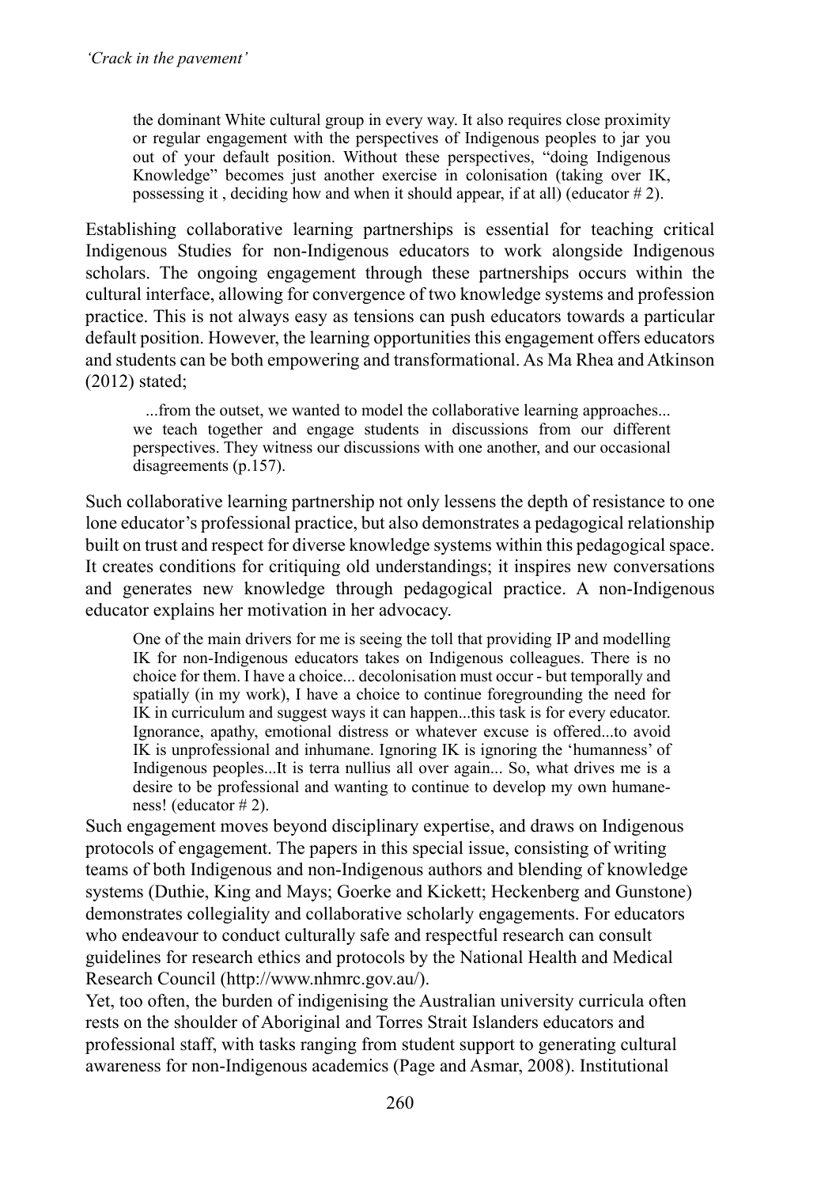> the dominant White cultural group in every way. It also requires close proximity or regular engagement with the perspectives of Indigenous peoples to jar you out of your default position. Without these perspectives, "doing Indigenous Knowledge" becomes just another exercise in colonisation (taking over IK, possessing it , deciding how and when it should appear, if at all) (educator # 2).

Establishing collaborative learning partnerships is essential for teaching critical Indigenous Studies for non-Indigenous educators to work alongside Indigenous scholars. The ongoing engagement through these partnerships occurs within the cultural interface, allowing for convergence of two knowledge systems and profession practice. This is not always easy as tensions can push educators towards a particular default position. However, the learning opportunities this engagement offers educators and students can be both empowering and transformational. As Ma Rhea and Atkinson (2012) stated;

> ...from the outset, we wanted to model the collaborative learning approaches... we teach together and engage students in discussions from our different perspectives. They witness our discussions with one another, and our occasional disagreements (p.157).

Such collaborative learning partnership not only lessens the depth of resistance to one lone educator's professional practice, but also demonstrates a pedagogical relationship built on trust and respect for diverse knowledge systems within this pedagogical space. It creates conditions for critiquing old understandings; it inspires new conversations and generates new knowledge through pedagogical practice. A non-Indigenous educator explains her motivation in her advocacy.

> One of the main drivers for me is seeing the toll that providing IP and modelling IK for non-Indigenous educators takes on Indigenous colleagues. There is no choice for them. I have a choice... decolonisation must occur - but temporally and spatially (in my work), I have a choice to continue foregrounding the need for IK in curriculum and suggest ways it can happen...this task is for every educator. Ignorance, apathy, emotional distress or whatever excuse is offered...to avoid IK is unprofessional and inhumane. Ignoring IK is ignoring the 'humanness' of Indigenous peoples...It is terra nullius all over again... So, what drives me is a desire to be professional and wanting to continue to develop my own humaneness! (educator # 2).

Such engagement moves beyond disciplinary expertise, and draws on Indigenous protocols of engagement. The papers in this special issue, consisting of writing teams of both Indigenous and non-Indigenous authors and blending of knowledge systems (Duthie, King and Mays; Goerke and Kickett; Heckenberg and Gunstone) demonstrates collegiality and collaborative scholarly engagements. For educators who endeavour to conduct culturally safe and respectful research can consult guidelines for research ethics and protocols by the National Health and Medical Research Council (http://www.nhmrc.gov.au/).

Yet, too often, the burden of indigenising the Australian university curricula often rests on the shoulder of Aboriginal and Torres Strait Islanders educators and professional staff, with tasks ranging from student support to generating cultural awareness for non-Indigenous academics (Page and Asmar, 2008). Institutional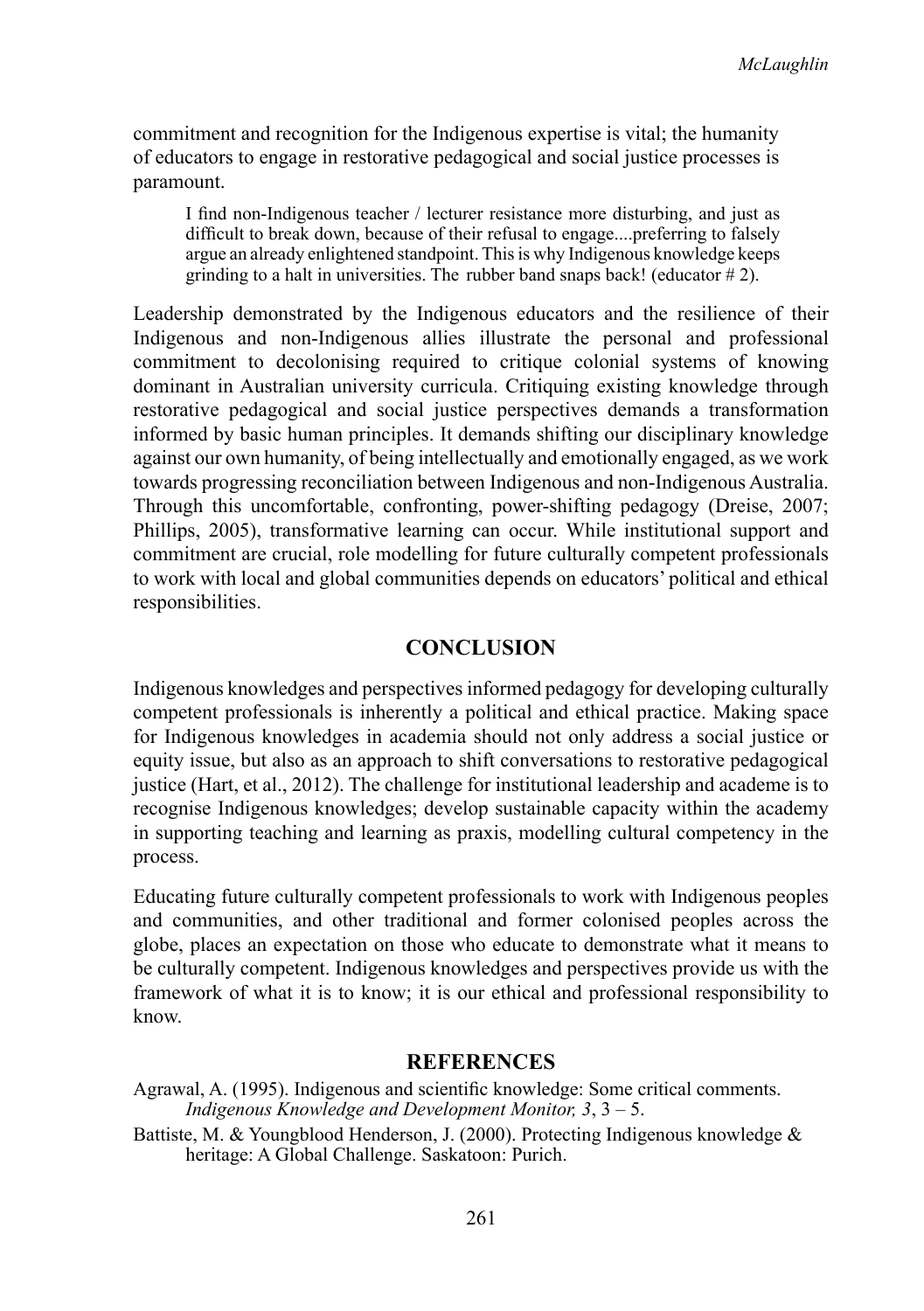commitment and recognition for the Indigenous expertise is vital; the humanity of educators to engage in restorative pedagogical and social justice processes is paramount.

> I find non-Indigenous teacher / lecturer resistance more disturbing, and just as difficult to break down, because of their refusal to engage....preferring to falsely argue an already enlightened standpoint. This is why Indigenous knowledge keeps grinding to a halt in universities. The rubber band snaps back! (educator # 2).

Leadership demonstrated by the Indigenous educators and the resilience of their Indigenous and non-Indigenous allies illustrate the personal and professional commitment to decolonising required to critique colonial systems of knowing dominant in Australian university curricula. Critiquing existing knowledge through restorative pedagogical and social justice perspectives demands a transformation informed by basic human principles. It demands shifting our disciplinary knowledge against our own humanity, of being intellectually and emotionally engaged, as we work towards progressing reconciliation between Indigenous and non-Indigenous Australia. Through this uncomfortable, confronting, power-shifting pedagogy (Dreise, 2007; Phillips, 2005), transformative learning can occur. While institutional support and commitment are crucial, role modelling for future culturally competent professionals to work with local and global communities depends on educators' political and ethical responsibilities.

## CONCLUSION

Indigenous knowledges and perspectives informed pedagogy for developing culturally competent professionals is inherently a political and ethical practice. Making space for Indigenous knowledges in academia should not only address a social justice or equity issue, but also as an approach to shift conversations to restorative pedagogical justice (Hart, et al., 2012). The challenge for institutional leadership and academe is to recognise Indigenous knowledges; develop sustainable capacity within the academy in supporting teaching and learning as praxis, modelling cultural competency in the process.

Educating future culturally competent professionals to work with Indigenous peoples and communities, and other traditional and former colonised peoples across the globe, places an expectation on those who educate to demonstrate what it means to be culturally competent. Indigenous knowledges and perspectives provide us with the framework of what it is to know; it is our ethical and professional responsibility to know.

## REFERENCES

Agrawal, A. (1995). Indigenous and scientific knowledge: Some critical comments. *Indigenous Knowledge and Development Monitor, 3*, 3 – 5.

Battiste, M. & Youngblood Henderson, J. (2000). Protecting Indigenous knowledge & heritage: A Global Challenge. Saskatoon: Purich.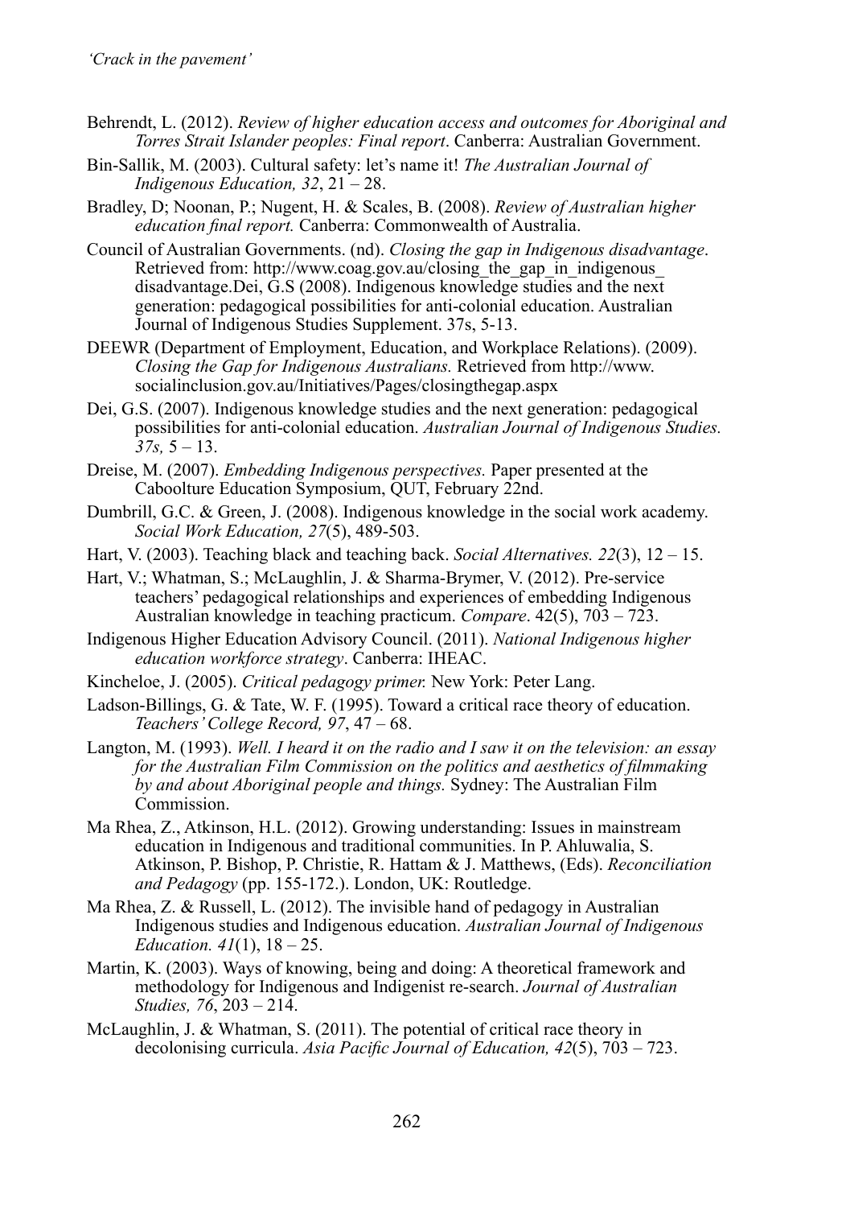Behrendt, L. (2012). *Review of higher education access and outcomes for Aboriginal and Torres Strait Islander peoples: Final report*. Canberra: Australian Government.

Bin-Sallik, M. (2003). Cultural safety: let's name it! *The Australian Journal of Indigenous Education, 32*, 21 – 28.

Bradley, D; Noonan, P.; Nugent, H. & Scales, B. (2008). *Review of Australian higher education final report.* Canberra: Commonwealth of Australia.

Council of Australian Governments. (nd). *Closing the gap in Indigenous disadvantage*. Retrieved from: http://www.coag.gov.au/closing_the_gap_in_indigenous_disadvantage.Dei, G.S (2008). Indigenous knowledge studies and the next generation: pedagogical possibilities for anti-colonial education. Australian Journal of Indigenous Studies Supplement. 37s, 5-13.

DEEWR (Department of Employment, Education, and Workplace Relations). (2009). *Closing the Gap for Indigenous Australians.* Retrieved from http://www.socialinclusion.gov.au/Initiatives/Pages/closingthegap.aspx

Dei, G.S. (2007). Indigenous knowledge studies and the next generation: pedagogical possibilities for anti-colonial education. *Australian Journal of Indigenous Studies. 37s,* 5 – 13.

Dreise, M. (2007). *Embedding Indigenous perspectives.* Paper presented at the Caboolture Education Symposium, QUT, February 22nd.

Dumbrill, G.C. & Green, J. (2008). Indigenous knowledge in the social work academy. *Social Work Education, 27*(5), 489-503.

Hart, V. (2003). Teaching black and teaching back. *Social Alternatives. 22*(3), 12 – 15.

Hart, V.; Whatman, S.; McLaughlin, J. & Sharma-Brymer, V. (2012). Pre-service teachers' pedagogical relationships and experiences of embedding Indigenous Australian knowledge in teaching practicum. *Compare*. 42(5), 703 – 723.

Indigenous Higher Education Advisory Council. (2011). *National Indigenous higher education workforce strategy*. Canberra: IHEAC.

Kincheloe, J. (2005). *Critical pedagogy primer.* New York: Peter Lang.

Ladson-Billings, G. & Tate, W. F. (1995). Toward a critical race theory of education. *Teachers' College Record, 97*, 47 – 68.

Langton, M. (1993). *Well. I heard it on the radio and I saw it on the television: an essay for the Australian Film Commission on the politics and aesthetics of filmmaking by and about Aboriginal people and things.* Sydney: The Australian Film Commission.

Ma Rhea, Z., Atkinson, H.L. (2012). Growing understanding: Issues in mainstream education in Indigenous and traditional communities. In P. Ahluwalia, S. Atkinson, P. Bishop, P. Christie, R. Hattam & J. Matthews, (Eds). *Reconciliation and Pedagogy* (pp. 155-172.). London, UK: Routledge.

Ma Rhea, Z. & Russell, L. (2012). The invisible hand of pedagogy in Australian Indigenous studies and Indigenous education. *Australian Journal of Indigenous Education. 41*(1), 18 – 25.

Martin, K. (2003). Ways of knowing, being and doing: A theoretical framework and methodology for Indigenous and Indigenist re-search. *Journal of Australian Studies, 76*, 203 – 214.

McLaughlin, J. & Whatman, S. (2011). The potential of critical race theory in decolonising curricula. *Asia Pacific Journal of Education, 42*(5), 703 – 723.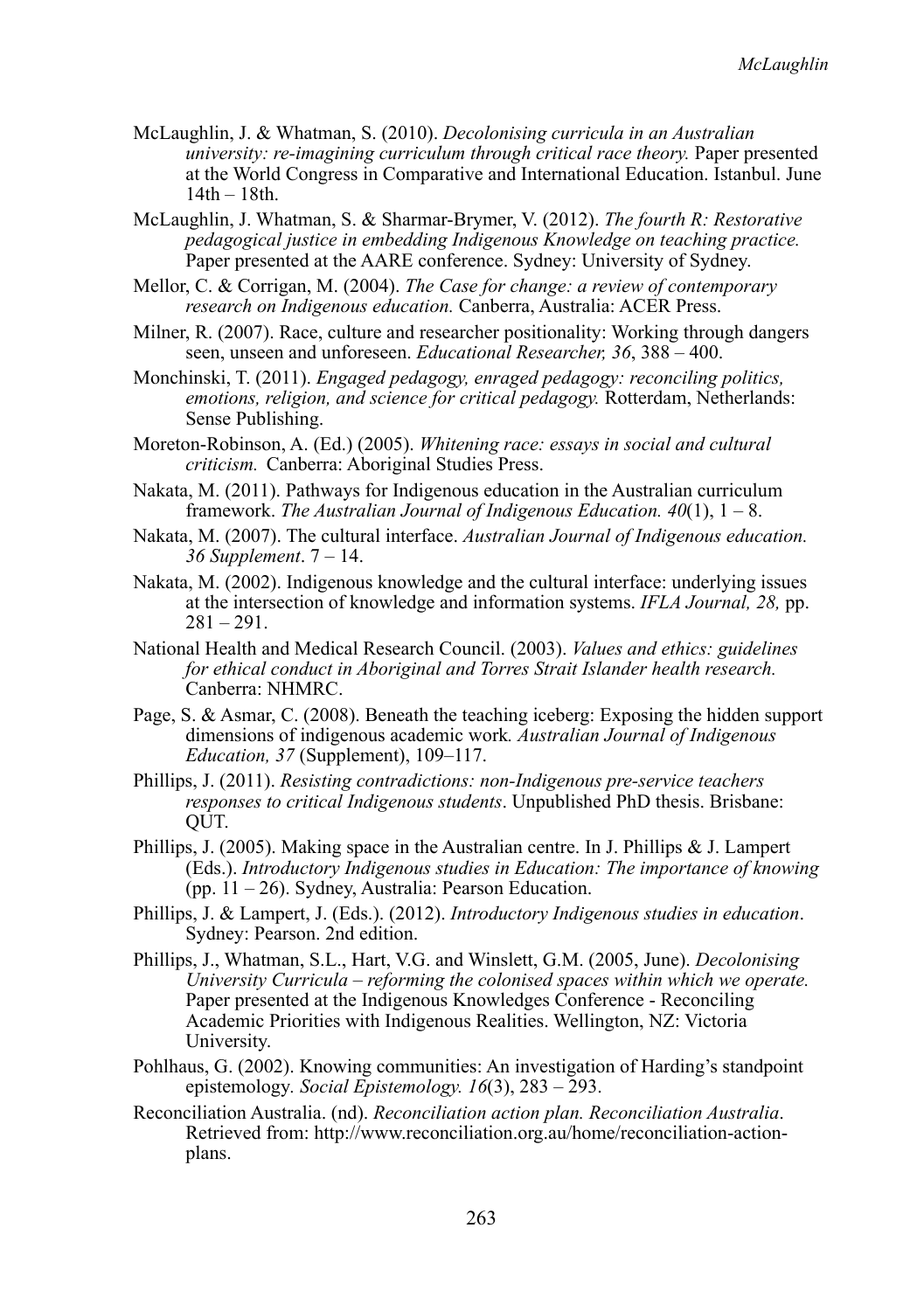McLaughlin, J. & Whatman, S. (2010). *Decolonising curricula in an Australian university: re-imagining curriculum through critical race theory.* Paper presented at the World Congress in Comparative and International Education. Istanbul. June 14th – 18th.

McLaughlin, J. Whatman, S. & Sharmar-Brymer, V. (2012). *The fourth R: Restorative pedagogical justice in embedding Indigenous Knowledge on teaching practice.* Paper presented at the AARE conference. Sydney: University of Sydney.

Mellor, C. & Corrigan, M. (2004). *The Case for change: a review of contemporary research on Indigenous education.* Canberra, Australia: ACER Press.

Milner, R. (2007). Race, culture and researcher positionality: Working through dangers seen, unseen and unforeseen. *Educational Researcher, 36*, 388 – 400.

Monchinski, T. (2011). *Engaged pedagogy, enraged pedagogy: reconciling politics, emotions, religion, and science for critical pedagogy.* Rotterdam, Netherlands: Sense Publishing.

Moreton-Robinson, A. (Ed.) (2005). *Whitening race: essays in social and cultural criticism.* Canberra: Aboriginal Studies Press.

Nakata, M. (2011). Pathways for Indigenous education in the Australian curriculum framework. *The Australian Journal of Indigenous Education. 40*(1), 1 – 8.

Nakata, M. (2007). The cultural interface. *Australian Journal of Indigenous education. 36 Supplement*. 7 – 14.

Nakata, M. (2002). Indigenous knowledge and the cultural interface: underlying issues at the intersection of knowledge and information systems. *IFLA Journal, 28,* pp. 281 – 291.

National Health and Medical Research Council. (2003). *Values and ethics: guidelines for ethical conduct in Aboriginal and Torres Strait Islander health research.* Canberra: NHMRC.

Page, S. & Asmar, C. (2008). Beneath the teaching iceberg: Exposing the hidden support dimensions of indigenous academic work*. Australian Journal of Indigenous Education, 37* (Supplement), 109–117.

Phillips, J. (2011). *Resisting contradictions: non-Indigenous pre-service teachers responses to critical Indigenous students*. Unpublished PhD thesis. Brisbane: QUT.

Phillips, J. (2005). Making space in the Australian centre. In J. Phillips & J. Lampert (Eds.). *Introductory Indigenous studies in Education: The importance of knowing* (pp. 11 – 26). Sydney, Australia: Pearson Education.

Phillips, J. & Lampert, J. (Eds.). (2012). *Introductory Indigenous studies in education*. Sydney: Pearson. 2nd edition.

Phillips, J., Whatman, S.L., Hart, V.G. and Winslett, G.M. (2005, June). *Decolonising University Curricula – reforming the colonised spaces within which we operate.* Paper presented at the Indigenous Knowledges Conference - Reconciling Academic Priorities with Indigenous Realities. Wellington, NZ: Victoria University.

Pohlhaus, G. (2002). Knowing communities: An investigation of Harding's standpoint epistemology. *Social Epistemology. 16*(3), 283 – 293.

Reconciliation Australia. (nd). *Reconciliation action plan. Reconciliation Australia*. Retrieved from: http://www.reconciliation.org.au/home/reconciliation-action-plans.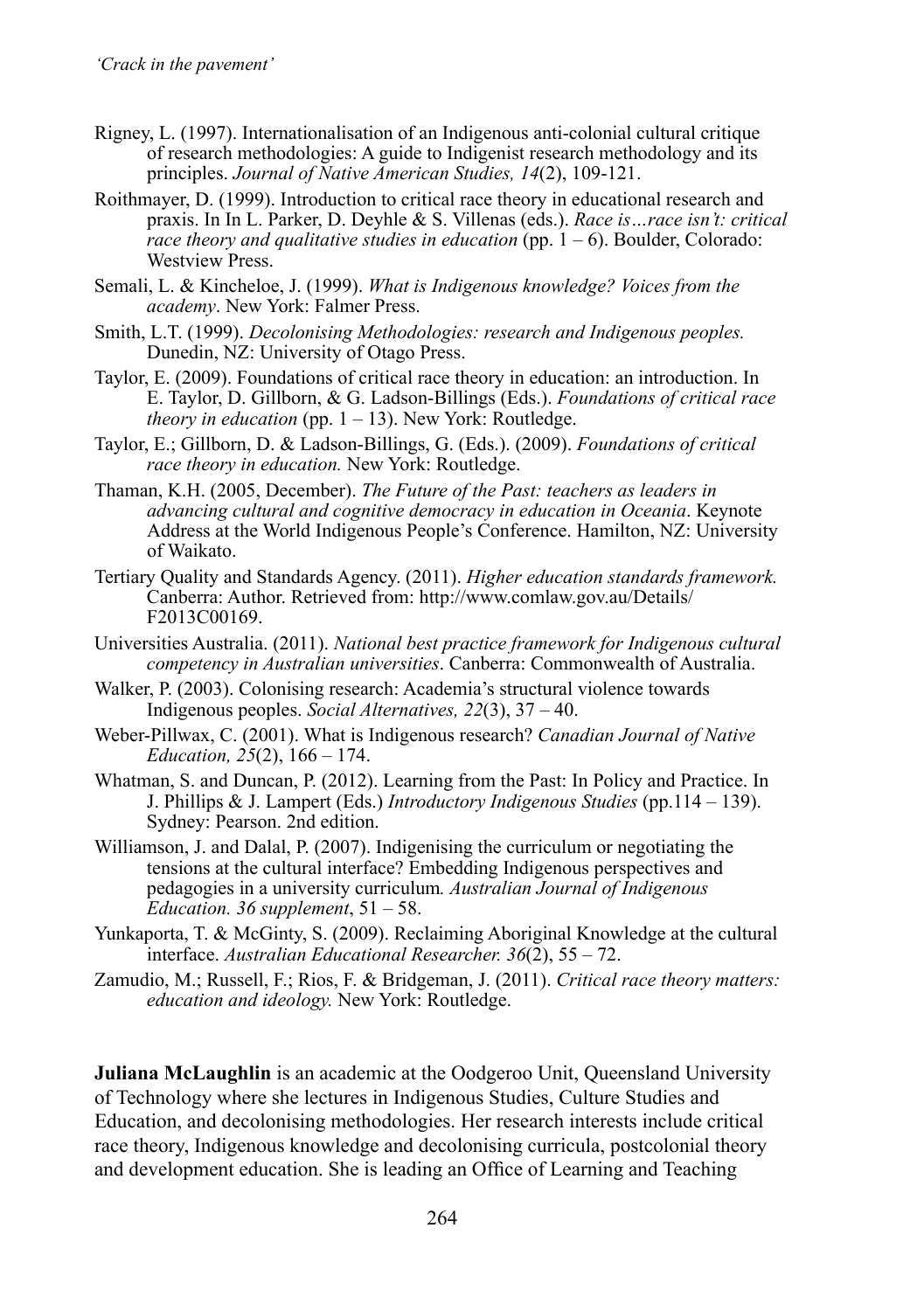Rigney, L. (1997). Internationalisation of an Indigenous anti-colonial cultural critique of research methodologies: A guide to Indigenist research methodology and its principles. *Journal of Native American Studies, 14*(2), 109-121.

Roithmayer, D. (1999). Introduction to critical race theory in educational research and praxis. In In L. Parker, D. Deyhle & S. Villenas (eds.). *Race is…race isn't: critical race theory and qualitative studies in education* (pp. 1 – 6). Boulder, Colorado: Westview Press.

Semali, L. & Kincheloe, J. (1999). *What is Indigenous knowledge? Voices from the academy*. New York: Falmer Press.

Smith, L.T. (1999). *Decolonising Methodologies: research and Indigenous peoples.* Dunedin, NZ: University of Otago Press.

Taylor, E. (2009). Foundations of critical race theory in education: an introduction. In E. Taylor, D. Gillborn, & G. Ladson-Billings (Eds.). *Foundations of critical race theory in education* (pp. 1 – 13). New York: Routledge.

Taylor, E.; Gillborn, D. & Ladson-Billings, G. (Eds.). (2009). *Foundations of critical race theory in education.* New York: Routledge.

Thaman, K.H. (2005, December). *The Future of the Past: teachers as leaders in advancing cultural and cognitive democracy in education in Oceania*. Keynote Address at the World Indigenous People's Conference. Hamilton, NZ: University of Waikato.

Tertiary Quality and Standards Agency. (2011). *Higher education standards framework.* Canberra: Author. Retrieved from: http://www.comlaw.gov.au/Details/F2013C00169.

Universities Australia. (2011). *National best practice framework for Indigenous cultural competency in Australian universities*. Canberra: Commonwealth of Australia.

Walker, P. (2003). Colonising research: Academia's structural violence towards Indigenous peoples. *Social Alternatives, 22*(3), 37 – 40.

Weber-Pillwax, C. (2001). What is Indigenous research? *Canadian Journal of Native Education, 25*(2), 166 – 174.

Whatman, S. and Duncan, P. (2012). Learning from the Past: In Policy and Practice. In J. Phillips & J. Lampert (Eds.) *Introductory Indigenous Studies* (pp.114 – 139). Sydney: Pearson. 2nd edition.

Williamson, J. and Dalal, P. (2007). Indigenising the curriculum or negotiating the tensions at the cultural interface? Embedding Indigenous perspectives and pedagogies in a university curriculum*. Australian Journal of Indigenous Education. 36 supplement*, 51 – 58.

Yunkaporta, T. & McGinty, S. (2009). Reclaiming Aboriginal Knowledge at the cultural interface. *Australian Educational Researcher. 36*(2), 55 – 72.

Zamudio, M.; Russell, F.; Rios, F. & Bridgeman, J. (2011). *Critical race theory matters: education and ideology.* New York: Routledge.

**Juliana McLaughlin** is an academic at the Oodgeroo Unit, Queensland University of Technology where she lectures in Indigenous Studies, Culture Studies and Education, and decolonising methodologies. Her research interests include critical race theory, Indigenous knowledge and decolonising curricula, postcolonial theory and development education. She is leading an Office of Learning and Teaching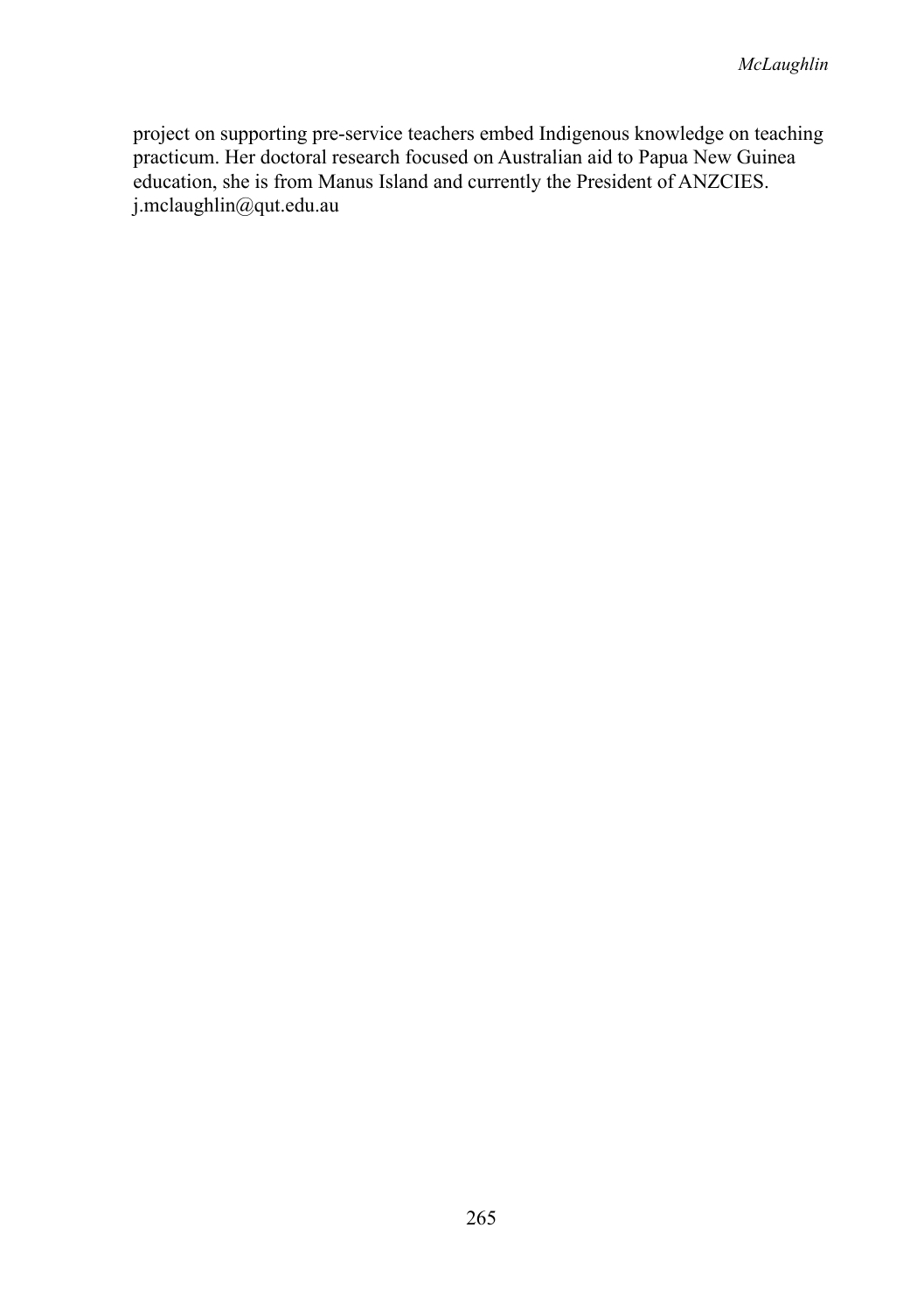project on supporting pre-service teachers embed Indigenous knowledge on teaching practicum. Her doctoral research focused on Australian aid to Papua New Guinea education, she is from Manus Island and currently the President of ANZCIES. j.mclaughlin@qut.edu.au